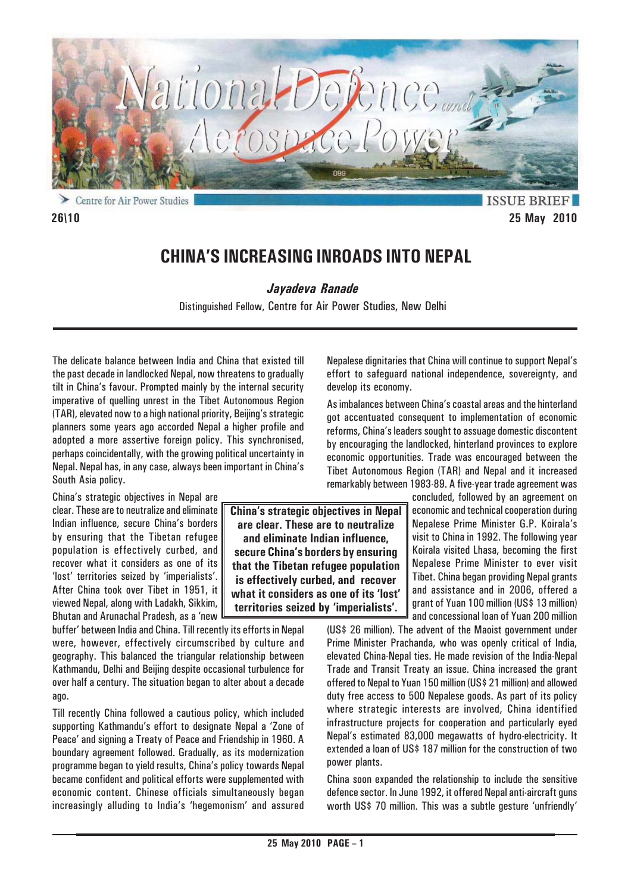Centre for Air Power Studies

ISSUE BRIEF

26\10

25 May 2010

# CHINA'S INCREASING INROADS INTO NEPAL

***Jayadeva Ranade***

Distinguished Fellow, Centre for Air Power Studies, New Delhi

The delicate balance between India and China that existed till the past decade in landlocked Nepal, now threatens to gradually tilt in China's favour. Prompted mainly by the internal security imperative of quelling unrest in the Tibet Autonomous Region (TAR), elevated now to a high national priority, Beijing's strategic planners some years ago accorded Nepal a higher profile and adopted a more assertive foreign policy. This synchronised, perhaps coincidentally, with the growing political uncertainty in Nepal. Nepal has, in any case, always been important in China's South Asia policy.

China's strategic objectives in Nepal are clear. These are to neutralize and eliminate Indian influence, secure China's borders by ensuring that the Tibetan refugee population is effectively curbed, and recover what it considers as one of its 'lost' territories seized by 'imperialists'. After China took over Tibet in 1951, it viewed Nepal, along with Ladakh, Sikkim, Bhutan and Arunachal Pradesh, as a 'new buffer' between India and China. Till recently its efforts in Nepal were, however, effectively circumscribed by culture and geography. This balanced the triangular relationship between Kathmandu, Delhi and Beijing despite occasional turbulence for over half a century. The situation began to alter about a decade ago.

**China's strategic objectives in Nepal are clear. These are to neutralize and eliminate Indian influence, secure China's borders by ensuring that the Tibetan refugee population is effectively curbed, and recover what it considers as one of its 'lost' territories seized by 'imperialists'.**

Till recently China followed a cautious policy, which included supporting Kathmandu's effort to designate Nepal a 'Zone of Peace' and signing a Treaty of Peace and Friendship in 1960. A boundary agreement followed. Gradually, as its modernization programme began to yield results, China's policy towards Nepal became confident and political efforts were supplemented with economic content. Chinese officials simultaneously began increasingly alluding to India's 'hegemonism' and assured Nepalese dignitaries that China will continue to support Nepal's effort to safeguard national independence, sovereignty, and develop its economy.

As imbalances between China's coastal areas and the hinterland got accentuated consequent to implementation of economic reforms, China's leaders sought to assuage domestic discontent by encouraging the landlocked, hinterland provinces to explore economic opportunities. Trade was encouraged between the Tibet Autonomous Region (TAR) and Nepal and it increased remarkably between 1983-89. A five-year trade agreement was concluded, followed by an agreement on economic and technical cooperation during Nepalese Prime Minister G.P. Koirala's visit to China in 1992. The following year Koirala visited Lhasa, becoming the first Nepalese Prime Minister to ever visit Tibet. China began providing Nepal grants and assistance and in 2006, offered a grant of Yuan 100 million (US$ 13 million) and concessional loan of Yuan 200 million (US$ 26 million). The advent of the Maoist government under Prime Minister Prachanda, who was openly critical of India, elevated China-Nepal ties. He made revision of the India-Nepal Trade and Transit Treaty an issue. China increased the grant offered to Nepal to Yuan 150 million (US$ 21 million) and allowed duty free access to 500 Nepalese goods. As part of its policy where strategic interests are involved, China identified infrastructure projects for cooperation and particularly eyed Nepal's estimated 83,000 megawatts of hydro-electricity. It extended a loan of US$ 187 million for the construction of two power plants.

China soon expanded the relationship to include the sensitive defence sector. In June 1992, it offered Nepal anti-aircraft guns worth US$ 70 million. This was a subtle gesture 'unfriendly'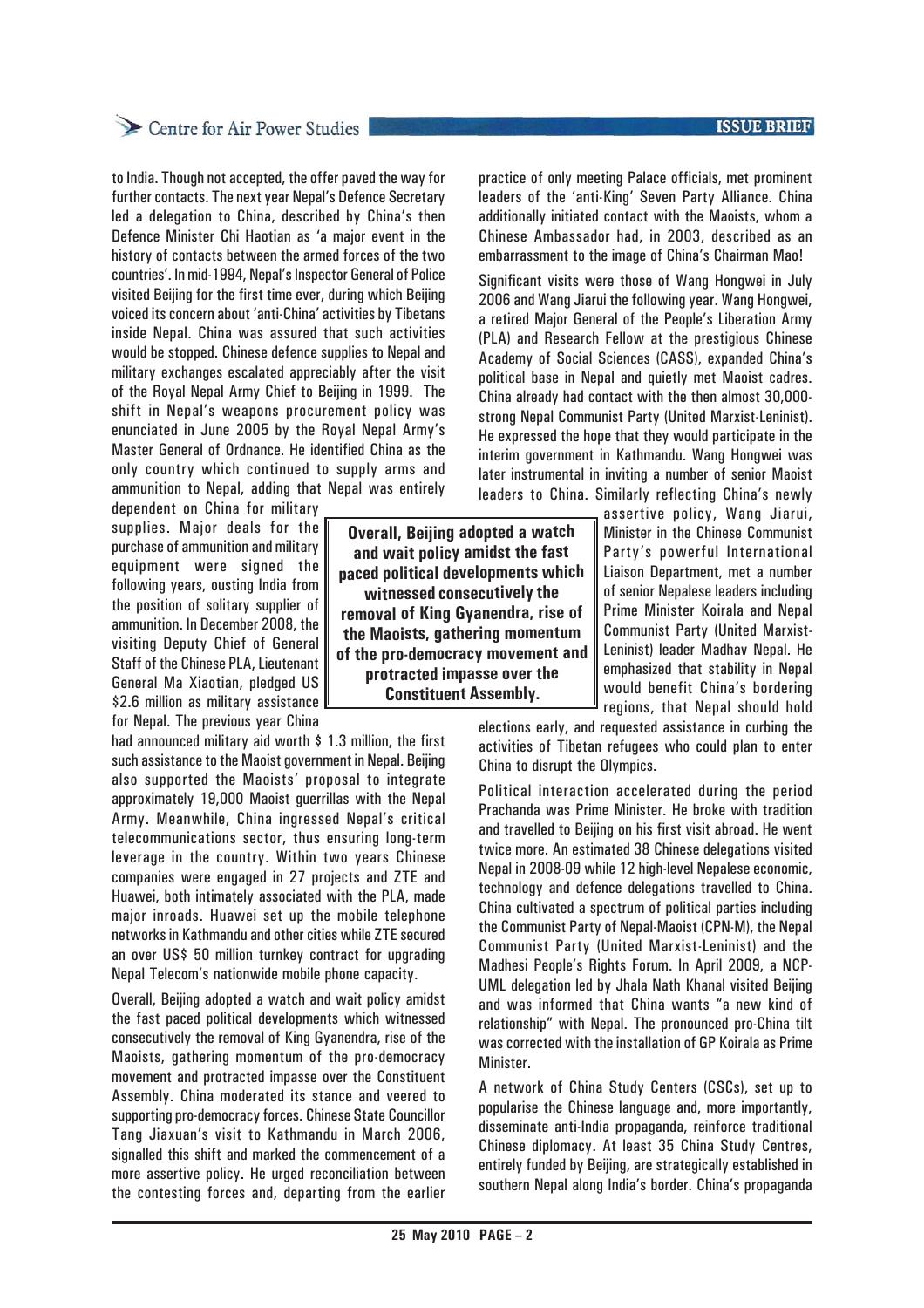to India. Though not accepted, the offer paved the way for further contacts. The next year Nepal's Defence Secretary led a delegation to China, described by China's then Defence Minister Chi Haotian as 'a major event in the history of contacts between the armed forces of the two countries'. In mid-1994, Nepal's Inspector General of Police visited Beijing for the first time ever, during which Beijing voiced its concern about 'anti-China' activities by Tibetans inside Nepal. China was assured that such activities would be stopped. Chinese defence supplies to Nepal and military exchanges escalated appreciably after the visit of the Royal Nepal Army Chief to Beijing in 1999. The shift in Nepal's weapons procurement policy was enunciated in June 2005 by the Royal Nepal Army's Master General of Ordnance. He identified China as the only country which continued to supply arms and ammunition to Nepal, adding that Nepal was entirely dependent on China for military supplies. Major deals for the purchase of ammunition and military equipment were signed the following years, ousting India from the position of solitary supplier of ammunition. In December 2008, the visiting Deputy Chief of General Staff of the Chinese PLA, Lieutenant General Ma Xiaotian, pledged US $2.6 million as military assistance for Nepal. The previous year China had announced military aid worth $ 1.3 million, the first such assistance to the Maoist government in Nepal. Beijing also supported the Maoists' proposal to integrate approximately 19,000 Maoist guerrillas with the Nepal Army. Meanwhile, China ingressed Nepal's critical telecommunications sector, thus ensuring long-term leverage in the country. Within two years Chinese companies were engaged in 27 projects and ZTE and Huawei, both intimately associated with the PLA, made major inroads. Huawei set up the mobile telephone networks in Kathmandu and other cities while ZTE secured an over US$ 50 million turnkey contract for upgrading Nepal Telecom's nationwide mobile phone capacity.

Overall, Beijing adopted a watch and wait policy amidst the fast paced political developments which witnessed consecutively the removal of King Gyanendra, rise of the Maoists, gathering momentum of the pro-democracy movement and protracted impasse over the Constituent Assembly. China moderated its stance and veered to supporting pro-democracy forces. Chinese State Councillor Tang Jiaxuan's visit to Kathmandu in March 2006, signalled this shift and marked the commencement of a more assertive policy. He urged reconciliation between the contesting forces and, departing from the earlier practice of only meeting Palace officials, met prominent leaders of the 'anti-King' Seven Party Alliance. China additionally initiated contact with the Maoists, whom a Chinese Ambassador had, in 2003, described as an embarrassment to the image of China's Chairman Mao!

> **Overall, Beijing adopted a watch and wait policy amidst the fast paced political developments which witnessed consecutively the removal of King Gyanendra, rise of the Maoists, gathering momentum of the pro-democracy movement and protracted impasse over the Constituent Assembly.**

Significant visits were those of Wang Hongwei in July 2006 and Wang Jiarui the following year. Wang Hongwei, a retired Major General of the People's Liberation Army (PLA) and Research Fellow at the prestigious Chinese Academy of Social Sciences (CASS), expanded China's political base in Nepal and quietly met Maoist cadres. China already had contact with the then almost 30,000-strong Nepal Communist Party (United Marxist-Leninist). He expressed the hope that they would participate in the interim government in Kathmandu. Wang Hongwei was later instrumental in inviting a number of senior Maoist leaders to China. Similarly reflecting China's newly assertive policy, Wang Jiarui, Minister in the Chinese Communist Party's powerful International Liaison Department, met a number of senior Nepalese leaders including Prime Minister Koirala and Nepal Communist Party (United Marxist-Leninist) leader Madhav Nepal. He emphasized that stability in Nepal would benefit China's bordering regions, that Nepal should hold elections early, and requested assistance in curbing the activities of Tibetan refugees who could plan to enter China to disrupt the Olympics.

Political interaction accelerated during the period Prachanda was Prime Minister. He broke with tradition and travelled to Beijing on his first visit abroad. He went twice more. An estimated 38 Chinese delegations visited Nepal in 2008-09 while 12 high-level Nepalese economic, technology and defence delegations travelled to China. China cultivated a spectrum of political parties including the Communist Party of Nepal-Maoist (CPN-M), the Nepal Communist Party (United Marxist-Leninist) and the Madhesi People's Rights Forum. In April 2009, a NCP-UML delegation led by Jhala Nath Khanal visited Beijing and was informed that China wants "a new kind of relationship" with Nepal. The pronounced pro-China tilt was corrected with the installation of GP Koirala as Prime Minister.

A network of China Study Centers (CSCs), set up to popularise the Chinese language and, more importantly, disseminate anti-India propaganda, reinforce traditional Chinese diplomacy. At least 35 China Study Centres, entirely funded by Beijing, are strategically established in southern Nepal along India's border. China's propaganda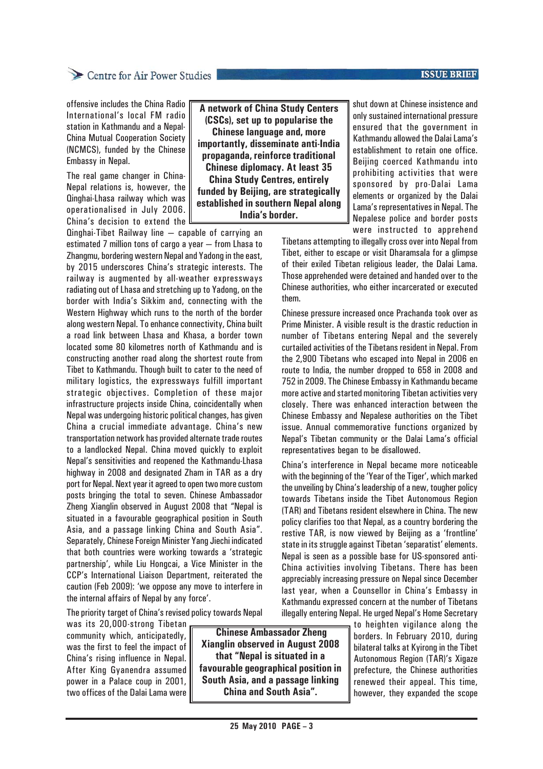offensive includes the China Radio International's local FM radio station in Kathmandu and a Nepal-China Mutual Cooperation Society (NCMCS), funded by the Chinese Embassy in Nepal.

**A network of China Study Centers (CSCs), set up to popularise the Chinese language and, more importantly, disseminate anti-India propaganda, reinforce traditional Chinese diplomacy. At least 35 China Study Centres, entirely funded by Beijing, are strategically established in southern Nepal along India's border.**

The real game changer in China-Nepal relations is, however, the Qinghai-Lhasa railway which was operationalised in July 2006. China's decision to extend the Qinghai-Tibet Railway line – capable of carrying an estimated 7 million tons of cargo a year – from Lhasa to Zhangmu, bordering western Nepal and Yadong in the east, by 2015 underscores China's strategic interests. The railway is augmented by all-weather expressways radiating out of Lhasa and stretching up to Yadong, on the border with India's Sikkim and, connecting with the Western Highway which runs to the north of the border along western Nepal. To enhance connectivity, China built a road link between Lhasa and Khasa, a border town located some 80 kilometres north of Kathmandu and is constructing another road along the shortest route from Tibet to Kathmandu. Though built to cater to the need of military logistics, the expressways fulfill important strategic objectives. Completion of these major infrastructure projects inside China, coincidentally when Nepal was undergoing historic political changes, has given China a crucial immediate advantage. China's new transportation network has provided alternate trade routes to a landlocked Nepal. China moved quickly to exploit Nepal's sensitivities and reopened the Kathmandu-Lhasa highway in 2008 and designated Zham in TAR as a dry port for Nepal. Next year it agreed to open two more custom posts bringing the total to seven. Chinese Ambassador Zheng Xianglin observed in August 2008 that "Nepal is situated in a favourable geographical position in South Asia, and a passage linking China and South Asia". Separately, Chinese Foreign Minister Yang Jiechi indicated that both countries were working towards a 'strategic partnership', while Liu Hongcai, a Vice Minister in the CCP's International Liaison Department, reiterated the caution (Feb 2009): 'we oppose any move to interfere in the internal affairs of Nepal by any force'.

The priority target of China's revised policy towards Nepal was its 20,000-strong Tibetan community which, anticipatedly, was the first to feel the impact of China's rising influence in Nepal. After King Gyanendra assumed power in a Palace coup in 2001, two offices of the Dalai Lama were shut down at Chinese insistence and only sustained international pressure ensured that the government in Kathmandu allowed the Dalai Lama's establishment to retain one office. Beijing coerced Kathmandu into prohibiting activities that were sponsored by pro-Dalai Lama elements or organized by the Dalai Lama's representatives in Nepal. The Nepalese police and border posts were instructed to apprehend Tibetans attempting to illegally cross over into Nepal from Tibet, either to escape or visit Dharamsala for a glimpse of their exiled Tibetan religious leader, the Dalai Lama. Those apprehended were detained and handed over to the Chinese authorities, who either incarcerated or executed them.

**Chinese Ambassador Zheng Xianglin observed in August 2008 that "Nepal is situated in a favourable geographical position in South Asia, and a passage linking China and South Asia".**

Chinese pressure increased once Prachanda took over as Prime Minister. A visible result is the drastic reduction in number of Tibetans entering Nepal and the severely curtailed activities of the Tibetans resident in Nepal. From the 2,900 Tibetans who escaped into Nepal in 2006 en route to India, the number dropped to 658 in 2008 and 752 in 2009. The Chinese Embassy in Kathmandu became more active and started monitoring Tibetan activities very closely. There was enhanced interaction between the Chinese Embassy and Nepalese authorities on the Tibet issue. Annual commemorative functions organized by Nepal's Tibetan community or the Dalai Lama's official representatives began to be disallowed.

China's interference in Nepal became more noticeable with the beginning of the 'Year of the Tiger', which marked the unveiling by China's leadership of a new, tougher policy towards Tibetans inside the Tibet Autonomous Region (TAR) and Tibetans resident elsewhere in China. The new policy clarifies too that Nepal, as a country bordering the restive TAR, is now viewed by Beijing as a 'frontline' state in its struggle against Tibetan 'separatist' elements. Nepal is seen as a possible base for US-sponsored anti-China activities involving Tibetans. There has been appreciably increasing pressure on Nepal since December last year, when a Counsellor in China's Embassy in Kathmandu expressed concern at the number of Tibetans illegally entering Nepal. He urged Nepal's Home Secretary to heighten vigilance along the borders. In February 2010, during bilateral talks at Kyirong in the Tibet Autonomous Region (TAR)'s Xigaze prefecture, the Chinese authorities renewed their appeal. This time, however, they expanded the scope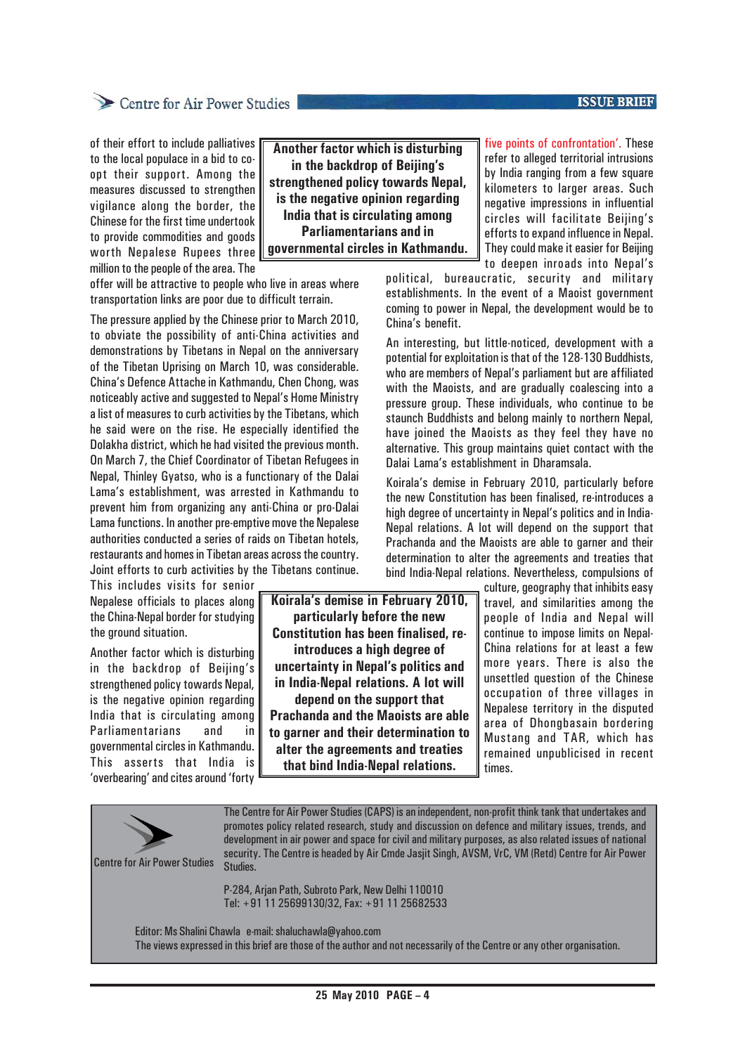of their effort to include palliatives to the local populace in a bid to co-opt their support. Among the measures discussed to strengthen vigilance along the border, the Chinese for the first time undertook to provide commodities and goods worth Nepalese Rupees three million to the people of the area. The offer will be attractive to people who live in areas where transportation links are poor due to difficult terrain.

The pressure applied by the Chinese prior to March 2010, to obviate the possibility of anti-China activities and demonstrations by Tibetans in Nepal on the anniversary of the Tibetan Uprising on March 10, was considerable. China's Defence Attache in Kathmandu, Chen Chong, was noticeably active and suggested to Nepal's Home Ministry a list of measures to curb activities by the Tibetans, which he said were on the rise. He especially identified the Dolakha district, which he had visited the previous month. On March 7, the Chief Coordinator of Tibetan Refugees in Nepal, Thinley Gyatso, who is a functionary of the Dalai Lama's establishment, was arrested in Kathmandu to prevent him from organizing any anti-China or pro-Dalai Lama functions. In another pre-emptive move the Nepalese authorities conducted a series of raids on Tibetan hotels, restaurants and homes in Tibetan areas across the country. Joint efforts to curb activities by the Tibetans continue. This includes visits for senior Nepalese officials to places along the China-Nepal border for studying the ground situation.

Another factor which is disturbing in the backdrop of Beijing's strengthened policy towards Nepal, is the negative opinion regarding India that is circulating among Parliamentarians and in governmental circles in Kathmandu. This asserts that India is 'overbearing' and cites around 'forty five points of confrontation'. These refer to alleged territorial intrusions by India ranging from a few square kilometers to larger areas. Such negative impressions in influential circles will facilitate Beijing's efforts to expand influence in Nepal. They could make it easier for Beijing to deepen inroads into Nepal's political, bureaucratic, security and military establishments. In the event of a Maoist government coming to power in Nepal, the development would be to China's benefit.

> **Another factor which is disturbing in the backdrop of Beijing's strengthened policy towards Nepal, is the negative opinion regarding India that is circulating among Parliamentarians and in governmental circles in Kathmandu.**

An interesting, but little-noticed, development with a potential for exploitation is that of the 128-130 Buddhists, who are members of Nepal's parliament but are affiliated with the Maoists, and are gradually coalescing into a pressure group. These individuals, who continue to be staunch Buddhists and belong mainly to northern Nepal, have joined the Maoists as they feel they have no alternative. This group maintains quiet contact with the Dalai Lama's establishment in Dharamsala.

Koirala's demise in February 2010, particularly before the new Constitution has been finalised, re-introduces a high degree of uncertainty in Nepal's politics and in India-Nepal relations. A lot will depend on the support that Prachanda and the Maoists are able to garner and their determination to alter the agreements and treaties that bind India-Nepal relations. Nevertheless, compulsions of culture, geography that inhibits easy travel, and similarities among the people of India and Nepal will continue to impose limits on Nepal-China relations for at least a few more years. There is also the unsettled question of the Chinese occupation of three villages in Nepalese territory in the disputed area of Dhongbasain bordering Mustang and TAR, which has remained unpublicised in recent times.

> **Koirala's demise in February 2010, particularly before the new Constitution has been finalised, re-introduces a high degree of uncertainty in Nepal's politics and in India-Nepal relations. A lot will depend on the support that Prachanda and the Maoists are able to garner and their determination to alter the agreements and treaties that bind India-Nepal relations.**

---

Centre for Air Power Studies

The Centre for Air Power Studies (CAPS) is an independent, non-profit think tank that undertakes and promotes policy related research, study and discussion on defence and military issues, trends, and development in air power and space for civil and military purposes, as also related issues of national security. The Centre is headed by Air Cmde Jasjit Singh, AVSM, VrC, VM (Retd) Centre for Air Power Studies.

P-284, Arjan Path, Subroto Park, New Delhi 110010
Tel: +91 11 25699130/32, Fax: +91 11 25682533

Editor: Ms Shalini Chawla e-mail: shaluchawla@yahoo.com
The views expressed in this brief are those of the author and not necessarily of the Centre or any other organisation.

25 May 2010